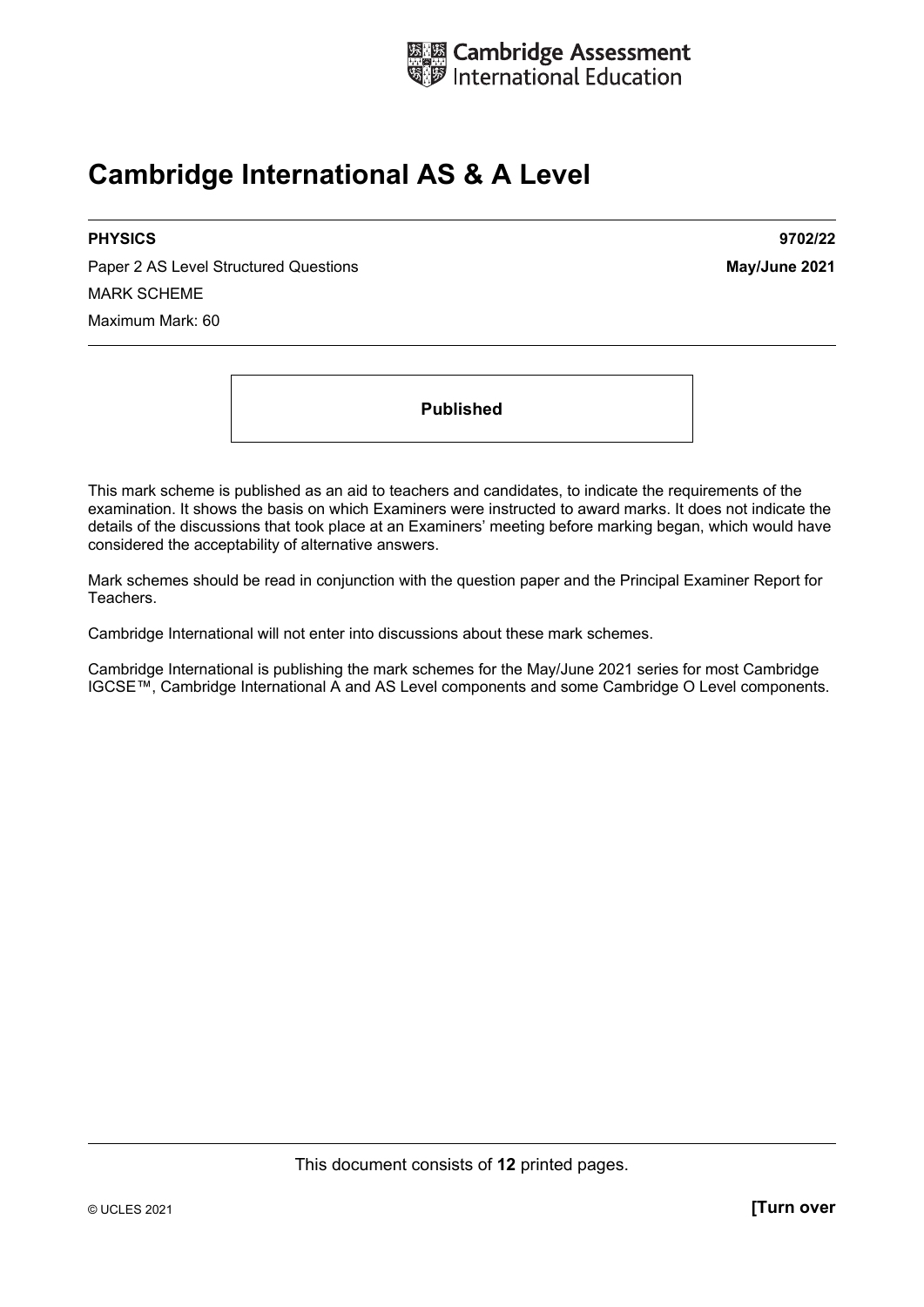Cambridge Assessment International Education

# Cambridge International AS & A Level

**PHYSICS** **9702/22**

Paper 2 AS Level Structured Questions **May/June 2021**

MARK SCHEME

Maximum Mark: 60

**Published**

This mark scheme is published as an aid to teachers and candidates, to indicate the requirements of the examination. It shows the basis on which Examiners were instructed to award marks. It does not indicate the details of the discussions that took place at an Examiners' meeting before marking began, which would have considered the acceptability of alternative answers.

Mark schemes should be read in conjunction with the question paper and the Principal Examiner Report for Teachers.

Cambridge International will not enter into discussions about these mark schemes.

Cambridge International is publishing the mark schemes for the May/June 2021 series for most Cambridge IGCSE™, Cambridge International A and AS Level components and some Cambridge O Level components.

This document consists of **12** printed pages.

© UCLES 2021 **[Turn over**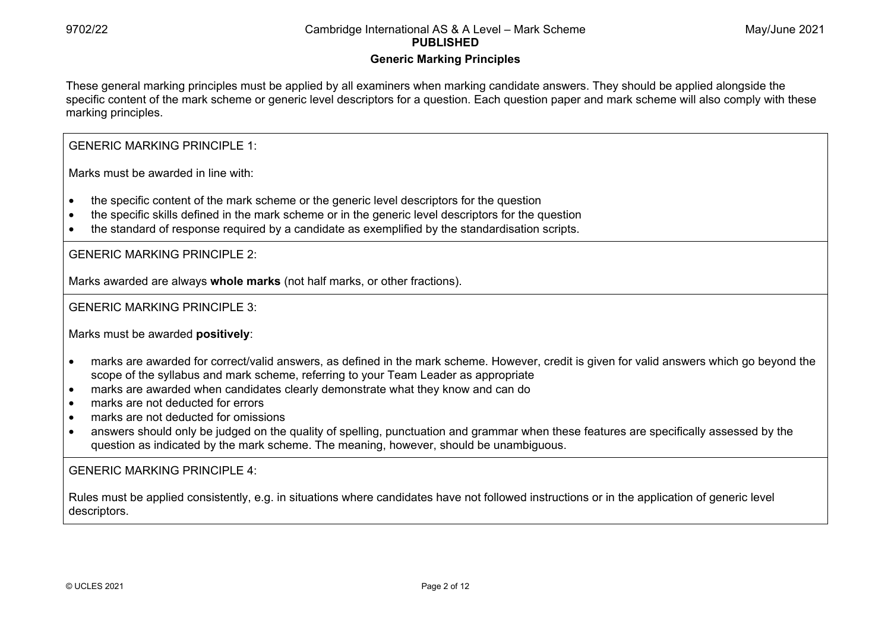## Generic Marking Principles

These general marking principles must be applied by all examiners when marking candidate answers. They should be applied alongside the specific content of the mark scheme or generic level descriptors for a question. Each question paper and mark scheme will also comply with these marking principles.

GENERIC MARKING PRINCIPLE 1:

Marks must be awarded in line with:

- the specific content of the mark scheme or the generic level descriptors for the question
- the specific skills defined in the mark scheme or in the generic level descriptors for the question
- the standard of response required by a candidate as exemplified by the standardisation scripts.

GENERIC MARKING PRINCIPLE 2:

Marks awarded are always **whole marks** (not half marks, or other fractions).

GENERIC MARKING PRINCIPLE 3:

Marks must be awarded **positively**:

- marks are awarded for correct/valid answers, as defined in the mark scheme. However, credit is given for valid answers which go beyond the scope of the syllabus and mark scheme, referring to your Team Leader as appropriate
- marks are awarded when candidates clearly demonstrate what they know and can do
- marks are not deducted for errors
- marks are not deducted for omissions
- answers should only be judged on the quality of spelling, punctuation and grammar when these features are specifically assessed by the question as indicated by the mark scheme. The meaning, however, should be unambiguous.

GENERIC MARKING PRINCIPLE 4:

Rules must be applied consistently, e.g. in situations where candidates have not followed instructions or in the application of generic level descriptors.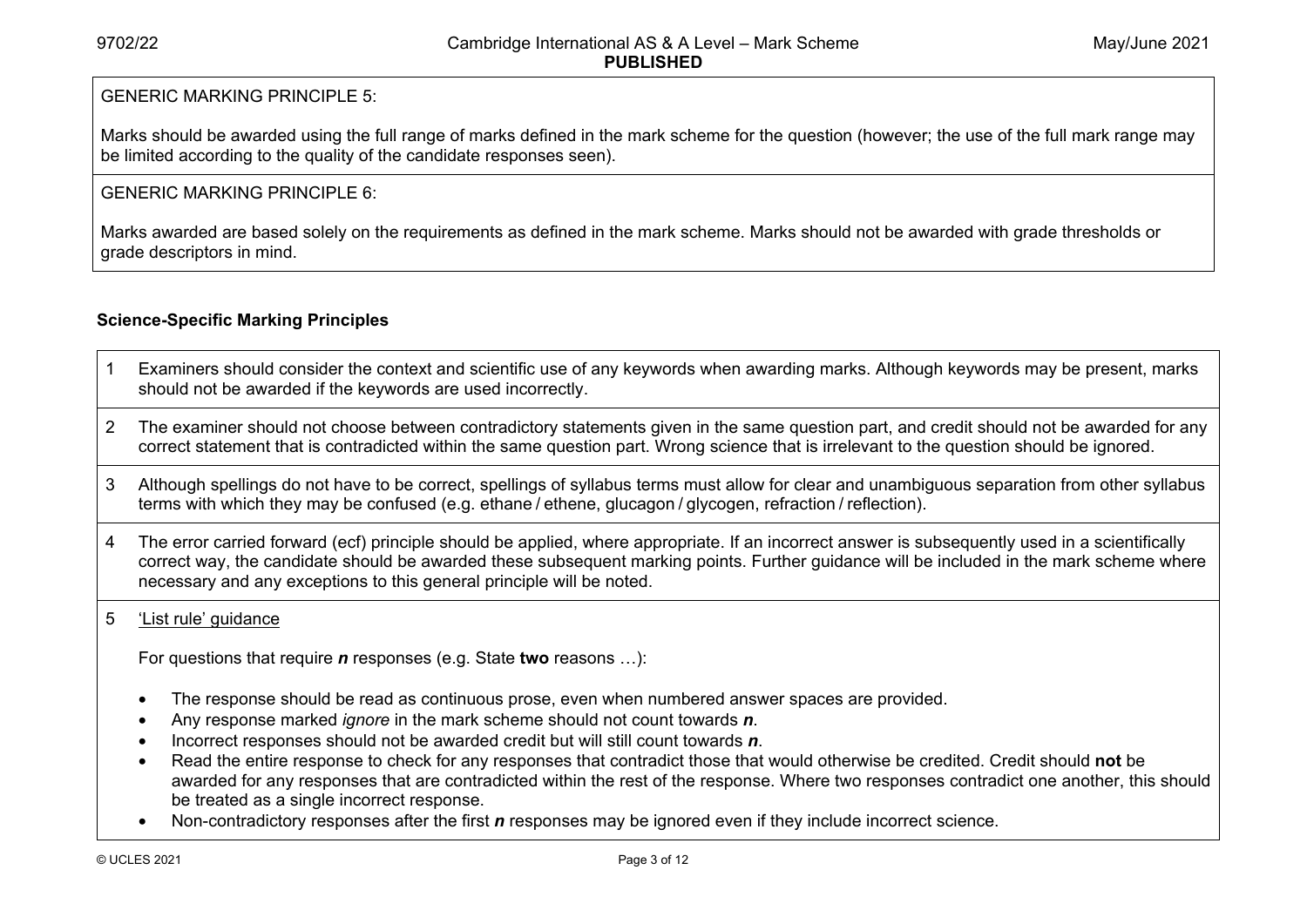GENERIC MARKING PRINCIPLE 5:

Marks should be awarded using the full range of marks defined in the mark scheme for the question (however; the use of the full mark range may be limited according to the quality of the candidate responses seen).

GENERIC MARKING PRINCIPLE 6:

Marks awarded are based solely on the requirements as defined in the mark scheme. Marks should not be awarded with grade thresholds or grade descriptors in mind.

**Science-Specific Marking Principles**

1. Examiners should consider the context and scientific use of any keywords when awarding marks. Although keywords may be present, marks should not be awarded if the keywords are used incorrectly.

2. The examiner should not choose between contradictory statements given in the same question part, and credit should not be awarded for any correct statement that is contradicted within the same question part. Wrong science that is irrelevant to the question should be ignored.

3. Although spellings do not have to be correct, spellings of syllabus terms must allow for clear and unambiguous separation from other syllabus terms with which they may be confused (e.g. ethane / ethene, glucagon / glycogen, refraction / reflection).

4. The error carried forward (ecf) principle should be applied, where appropriate. If an incorrect answer is subsequently used in a scientifically correct way, the candidate should be awarded these subsequent marking points. Further guidance will be included in the mark scheme where necessary and any exceptions to this general principle will be noted.

5. <u>'List rule' guidance</u>

   For questions that require ***n*** responses (e.g. State **two** reasons …):

   - The response should be read as continuous prose, even when numbered answer spaces are provided.
   - Any response marked *ignore* in the mark scheme should not count towards ***n***.
   - Incorrect responses should not be awarded credit but will still count towards ***n***.
   - Read the entire response to check for any responses that contradict those that would otherwise be credited. Credit should **not** be awarded for any responses that are contradicted within the rest of the response. Where two responses contradict one another, this should be treated as a single incorrect response.
   - Non-contradictory responses after the first ***n*** responses may be ignored even if they include incorrect science.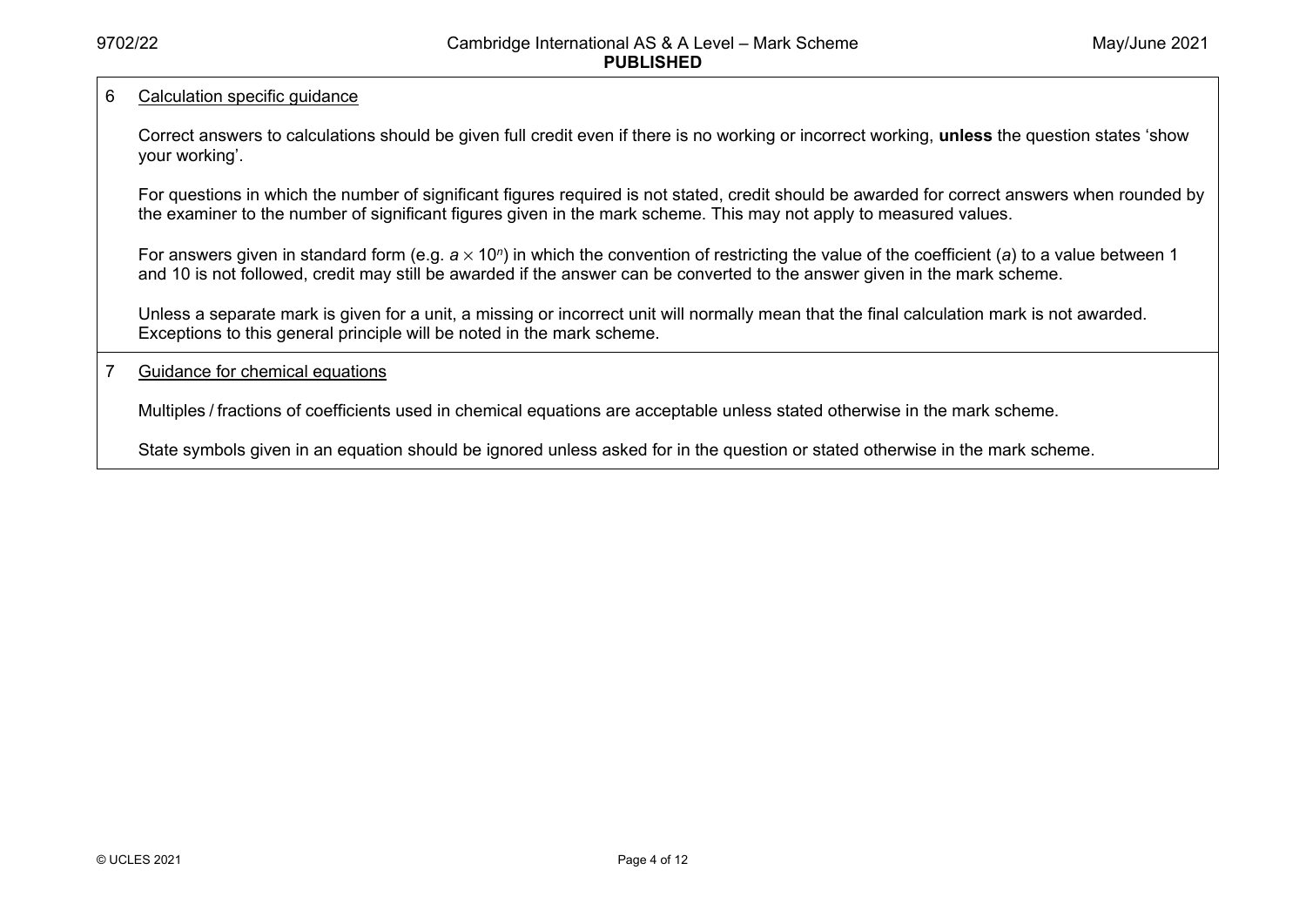6 <u>Calculation specific guidance</u>

Correct answers to calculations should be given full credit even if there is no working or incorrect working, **unless** the question states 'show your working'.

For questions in which the number of significant figures required is not stated, credit should be awarded for correct answers when rounded by the examiner to the number of significant figures given in the mark scheme. This may not apply to measured values.

For answers given in standard form (e.g. $a \times 10^n$) in which the convention of restricting the value of the coefficient ($a$) to a value between 1 and 10 is not followed, credit may still be awarded if the answer can be converted to the answer given in the mark scheme.

Unless a separate mark is given for a unit, a missing or incorrect unit will normally mean that the final calculation mark is not awarded. Exceptions to this general principle will be noted in the mark scheme.

7 <u>Guidance for chemical equations</u>

Multiples / fractions of coefficients used in chemical equations are acceptable unless stated otherwise in the mark scheme.

State symbols given in an equation should be ignored unless asked for in the question or stated otherwise in the mark scheme.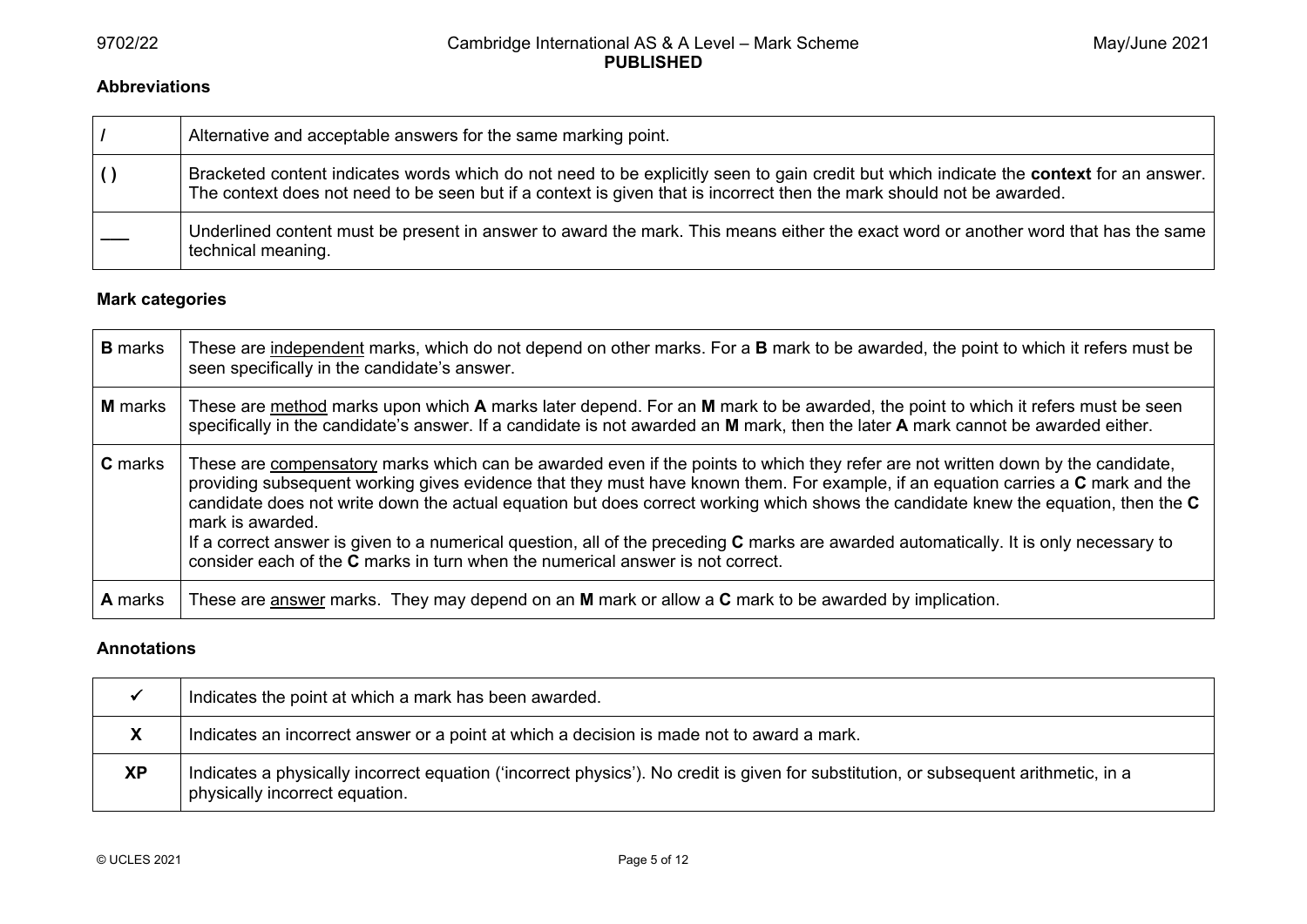### Abbreviations

| | |
|---|---|
| **/** | Alternative and acceptable answers for the same marking point. |
| **( )** | Bracketed content indicates words which do not need to be explicitly seen to gain credit but which indicate the **context** for an answer. The context does not need to be seen but if a context is given that is incorrect then the mark should not be awarded. |
| ___ | Underlined content must be present in answer to award the mark. This means either the exact word or another word that has the same technical meaning. |

### Mark categories

| | |
|---|---|
| **B** marks | These are <u>independent</u> marks, which do not depend on other marks. For a **B** mark to be awarded, the point to which it refers must be seen specifically in the candidate's answer. |
| **M** marks | These are <u>method</u> marks upon which **A** marks later depend. For an **M** mark to be awarded, the point to which it refers must be seen specifically in the candidate's answer. If a candidate is not awarded an **M** mark, then the later **A** mark cannot be awarded either. |
| **C** marks | These are <u>compensatory</u> marks which can be awarded even if the points to which they refer are not written down by the candidate, providing subsequent working gives evidence that they must have known them. For example, if an equation carries a **C** mark and the candidate does not write down the actual equation but does correct working which shows the candidate knew the equation, then the **C** mark is awarded.<br>If a correct answer is given to a numerical question, all of the preceding **C** marks are awarded automatically. It is only necessary to consider each of the **C** marks in turn when the numerical answer is not correct. |
| **A** marks | These are <u>answer</u> marks. They may depend on an **M** mark or allow a **C** mark to be awarded by implication. |

### Annotations

| | |
|---|---|
| ✓ | Indicates the point at which a mark has been awarded. |
| **X** | Indicates an incorrect answer or a point at which a decision is made not to award a mark. |
| **XP** | Indicates a physically incorrect equation ('incorrect physics'). No credit is given for substitution, or subsequent arithmetic, in a physically incorrect equation. |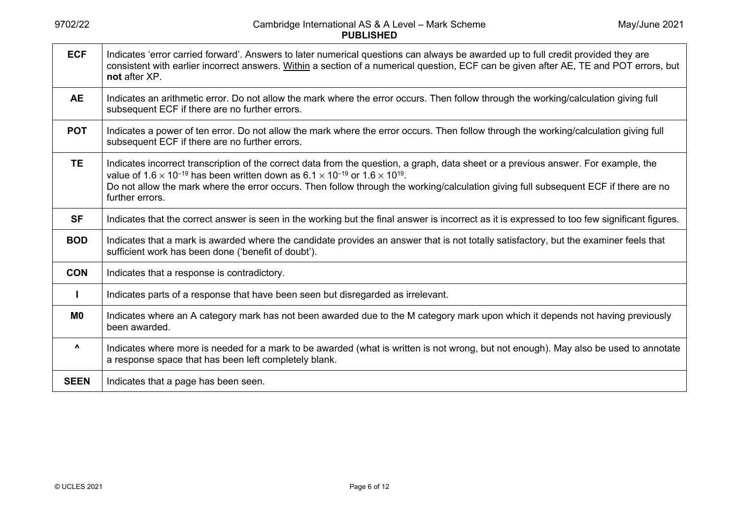| | |
|---|---|
| **ECF** | Indicates 'error carried forward'. Answers to later numerical questions can always be awarded up to full credit provided they are consistent with earlier incorrect answers. Within a section of a numerical question, ECF can be given after AE, TE and POT errors, but **not** after XP. |
| **AE** | Indicates an arithmetic error. Do not allow the mark where the error occurs. Then follow through the working/calculation giving full subsequent ECF if there are no further errors. |
| **POT** | Indicates a power of ten error. Do not allow the mark where the error occurs. Then follow through the working/calculation giving full subsequent ECF if there are no further errors. |
| **TE** | Indicates incorrect transcription of the correct data from the question, a graph, data sheet or a previous answer. For example, the value of $1.6 \times 10^{-19}$ has been written down as $6.1 \times 10^{-19}$ or $1.6 \times 10^{19}$. Do not allow the mark where the error occurs. Then follow through the working/calculation giving full subsequent ECF if there are no further errors. |
| **SF** | Indicates that the correct answer is seen in the working but the final answer is incorrect as it is expressed to too few significant figures. |
| **BOD** | Indicates that a mark is awarded where the candidate provides an answer that is not totally satisfactory, but the examiner feels that sufficient work has been done ('benefit of doubt'). |
| **CON** | Indicates that a response is contradictory. |
| **I** | Indicates parts of a response that have been seen but disregarded as irrelevant. |
| **M0** | Indicates where an A category mark has not been awarded due to the M category mark upon which it depends not having previously been awarded. |
| **^** | Indicates where more is needed for a mark to be awarded (what is written is not wrong, but not enough). May also be used to annotate a response space that has been left completely blank. |
| **SEEN** | Indicates that a page has been seen. |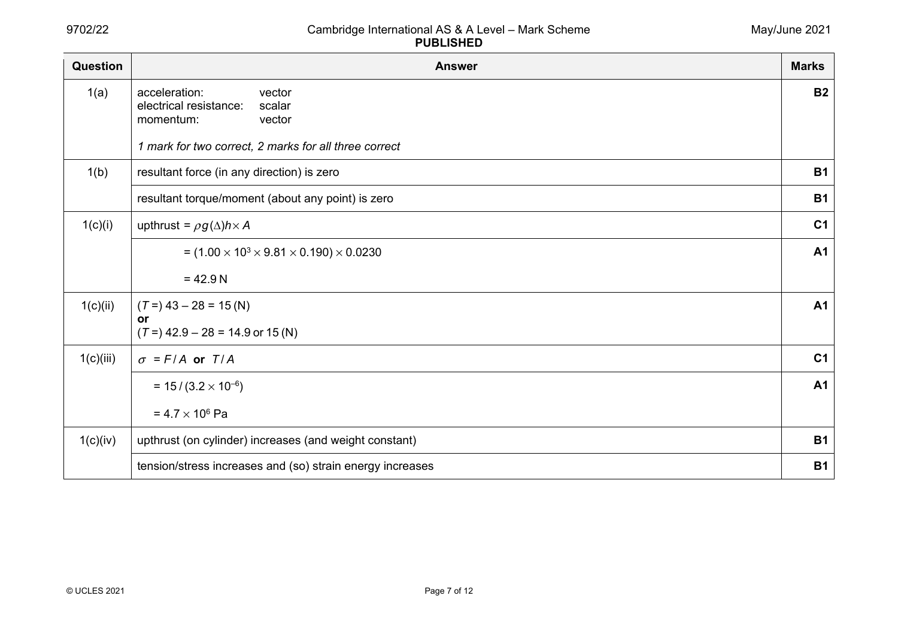| Question | Answer | Marks |
|---|---|---|
| 1(a) | acceleration: vector<br>electrical resistance: scalar<br>momentum: vector<br><br>*1 mark for two correct, 2 marks for all three correct* | **B2** |
| 1(b) | resultant force (in any direction) is zero | **B1** |
| | resultant torque/moment (about any point) is zero | **B1** |
| 1(c)(i) | upthrust = $\rho g (\Delta) h \times A$ | **C1** |
| | $= (1.00 \times 10^3 \times 9.81 \times 0.190) \times 0.0230$<br><br>$= 42.9\,\text{N}$ | **A1** |
| 1(c)(ii) | ($T$ =) 43 – 28 = 15 (N)<br>**or**<br>($T$ =) 42.9 – 28 = 14.9 or 15 (N) | **A1** |
| 1(c)(iii) | $\sigma = F / A$ **or** $T / A$ | **C1** |
| | $= 15 / (3.2 \times 10^{-6})$<br><br>$= 4.7 \times 10^6\,\text{Pa}$ | **A1** |
| 1(c)(iv) | upthrust (on cylinder) increases (and weight constant) | **B1** |
| | tension/stress increases and (so) strain energy increases | **B1** |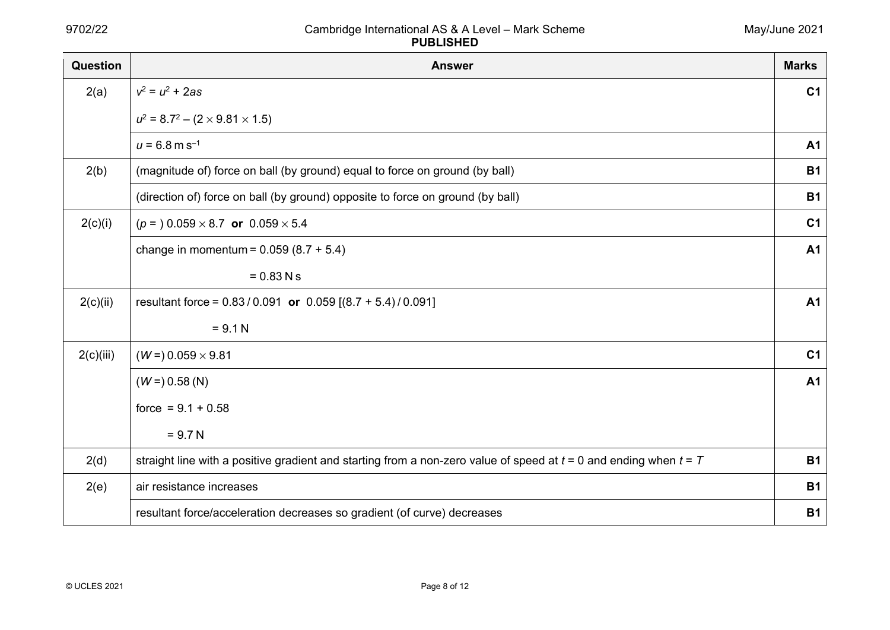| Question | Answer | Marks |
|---|---|---|
| 2(a) | $v^2 = u^2 + 2as$ | C1 |
| | $u^2 = 8.7^2 - (2 \times 9.81 \times 1.5)$ | |
| | $u = 6.8\ \text{m s}^{-1}$ | A1 |
| 2(b) | (magnitude of) force on ball (by ground) equal to force on ground (by ball) | B1 |
| | (direction of) force on ball (by ground) opposite to force on ground (by ball) | B1 |
| 2(c)(i) | ($p$ = ) $0.059 \times 8.7$ **or** $0.059 \times 5.4$ | C1 |
| | change in momentum = 0.059 (8.7 + 5.4) | A1 |
| | = 0.83 N s | |
| 2(c)(ii) | resultant force = 0.83 / 0.091 **or** 0.059 [(8.7 + 5.4) / 0.091] | A1 |
| | = 9.1 N | |
| 2(c)(iii) | ($W$ =) $0.059 \times 9.81$ | C1 |
| | ($W$ =) 0.58 (N) | A1 |
| | force = 9.1 + 0.58 | |
| | = 9.7 N | |
| 2(d) | straight line with a positive gradient and starting from a non-zero value of speed at $t$ = 0 and ending when $t$ = $T$ | B1 |
| 2(e) | air resistance increases | B1 |
| | resultant force/acceleration decreases so gradient (of curve) decreases | B1 |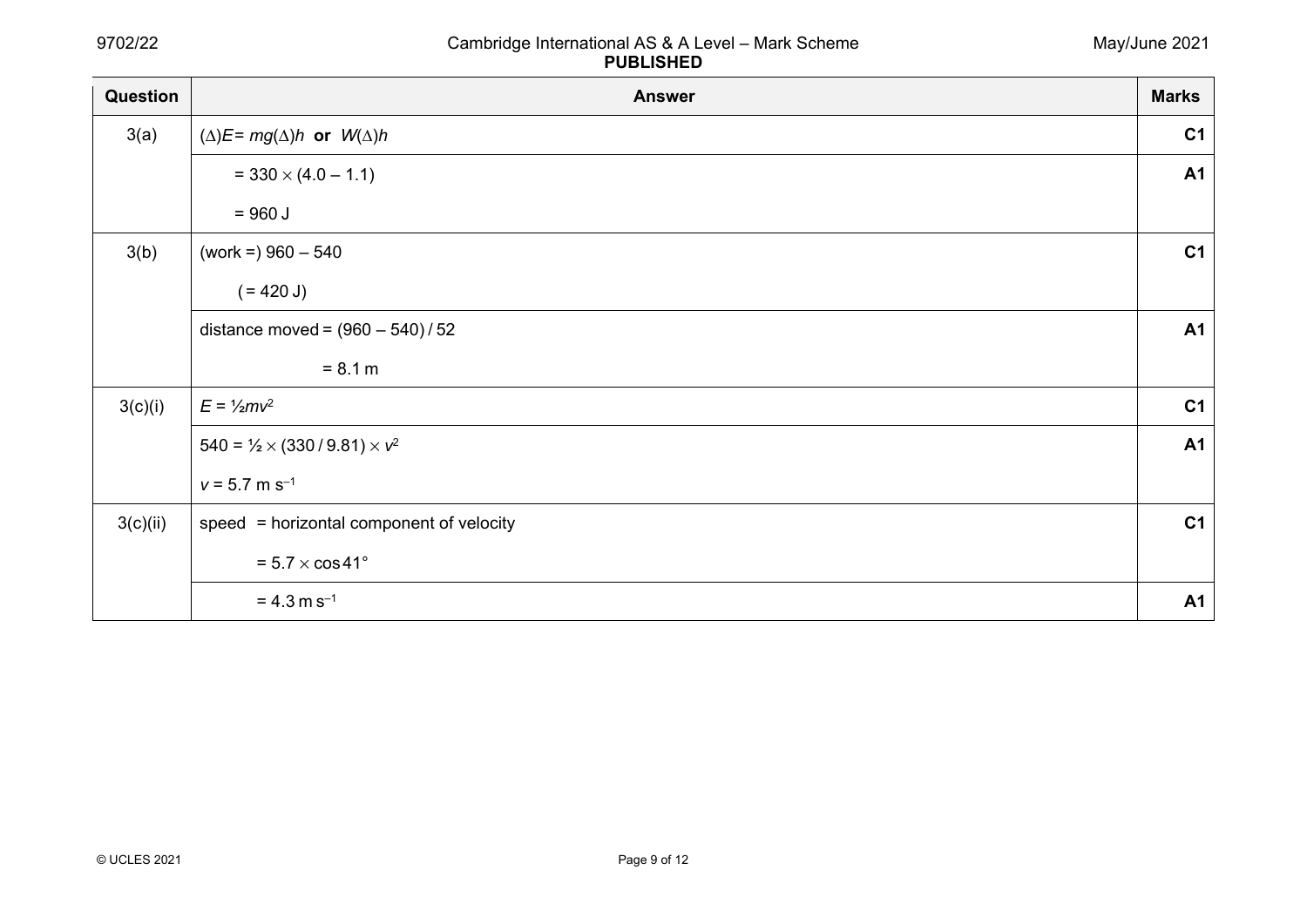| Question | Answer | Marks |
|---|---|---|
| 3(a) | $(\Delta)E = mg(\Delta)h$ **or** $W(\Delta)h$ | **C1** |
| | $= 330 \times (4.0 - 1.1)$ | **A1** |
| | $= 960$ J | |
| 3(b) | (work =) 960 – 540 | **C1** |
| | ( = 420 J) | |
| | distance moved = (960 – 540) / 52 | **A1** |
| | = 8.1 m | |
| 3(c)(i) | $E = ½mv^2$ | **C1** |
| | $540 = ½ \times (330 / 9.81) \times v^2$ | **A1** |
| | $v = 5.7$ m s$^{-1}$ | |
| 3(c)(ii) | speed = horizontal component of velocity | **C1** |
| | $= 5.7 \times \cos 41°$ | |
| | $= 4.3$ m s$^{-1}$ | **A1** |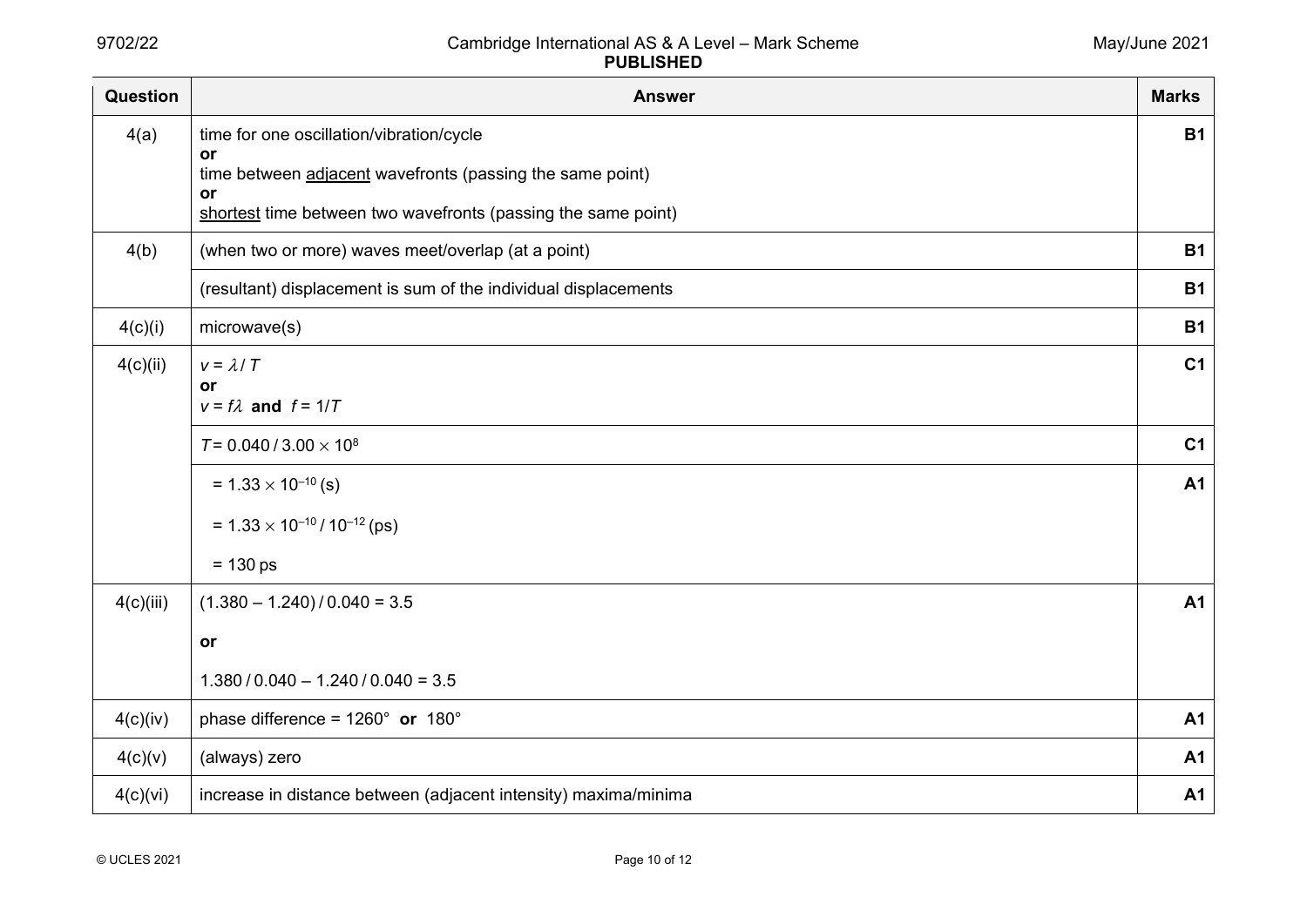| Question | Answer | Marks |
|---|---|---|
| 4(a) | time for one oscillation/vibration/cycle<br>**or**<br>time between adjacent wavefronts (passing the same point)<br>**or**<br>shortest time between two wavefronts (passing the same point) | **B1** |
| 4(b) | (when two or more) waves meet/overlap (at a point) | **B1** |
| | (resultant) displacement is sum of the individual displacements | **B1** |
| 4(c)(i) | microwave(s) | **B1** |
| 4(c)(ii) | $v = \lambda / T$<br>**or**<br>$v = f\lambda$ **and** $f = 1/T$ | **C1** |
| | $T = 0.040 / 3.00 \times 10^{8}$ | **C1** |
| | $= 1.33 \times 10^{-10}$ (s)<br>$= 1.33 \times 10^{-10} / 10^{-12}$ (ps)<br>$= 130$ ps | **A1** |
| 4(c)(iii) | $(1.380 - 1.240) / 0.040 = 3.5$<br>**or**<br>$1.380 / 0.040 - 1.240 / 0.040 = 3.5$ | **A1** |
| 4(c)(iv) | phase difference = 1260° **or** 180° | **A1** |
| 4(c)(v) | (always) zero | **A1** |
| 4(c)(vi) | increase in distance between (adjacent intensity) maxima/minima | **A1** |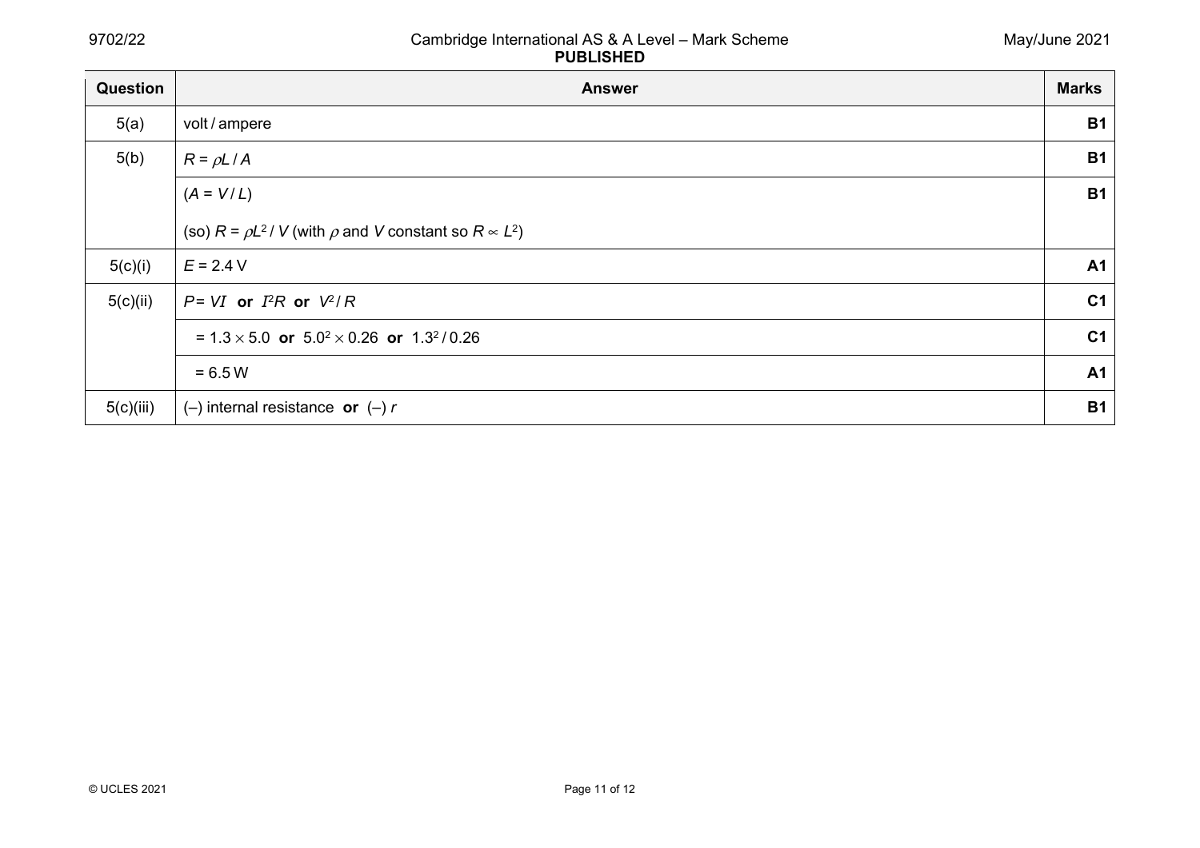| Question | Answer | Marks |
|---|---|---|
| 5(a) | volt / ampere | **B1** |
| 5(b) | $R = \rho L / A$ | **B1** |
| | $(A = V / L)$<br><br>(so) $R = \rho L^2 / V$ (with $\rho$ and $V$ constant so $R \propto L^2$) | **B1** |
| 5(c)(i) | $E = 2.4$ V | **A1** |
| 5(c)(ii) | $P = VI$ **or** $I^2R$ **or** $V^2 / R$ | **C1** |
| | $= 1.3 \times 5.0$ **or** $5.0^2 \times 0.26$ **or** $1.3^2 / 0.26$ | **C1** |
| | $= 6.5$ W | **A1** |
| 5(c)(iii) | (–) internal resistance **or** (–) $r$ | **B1** |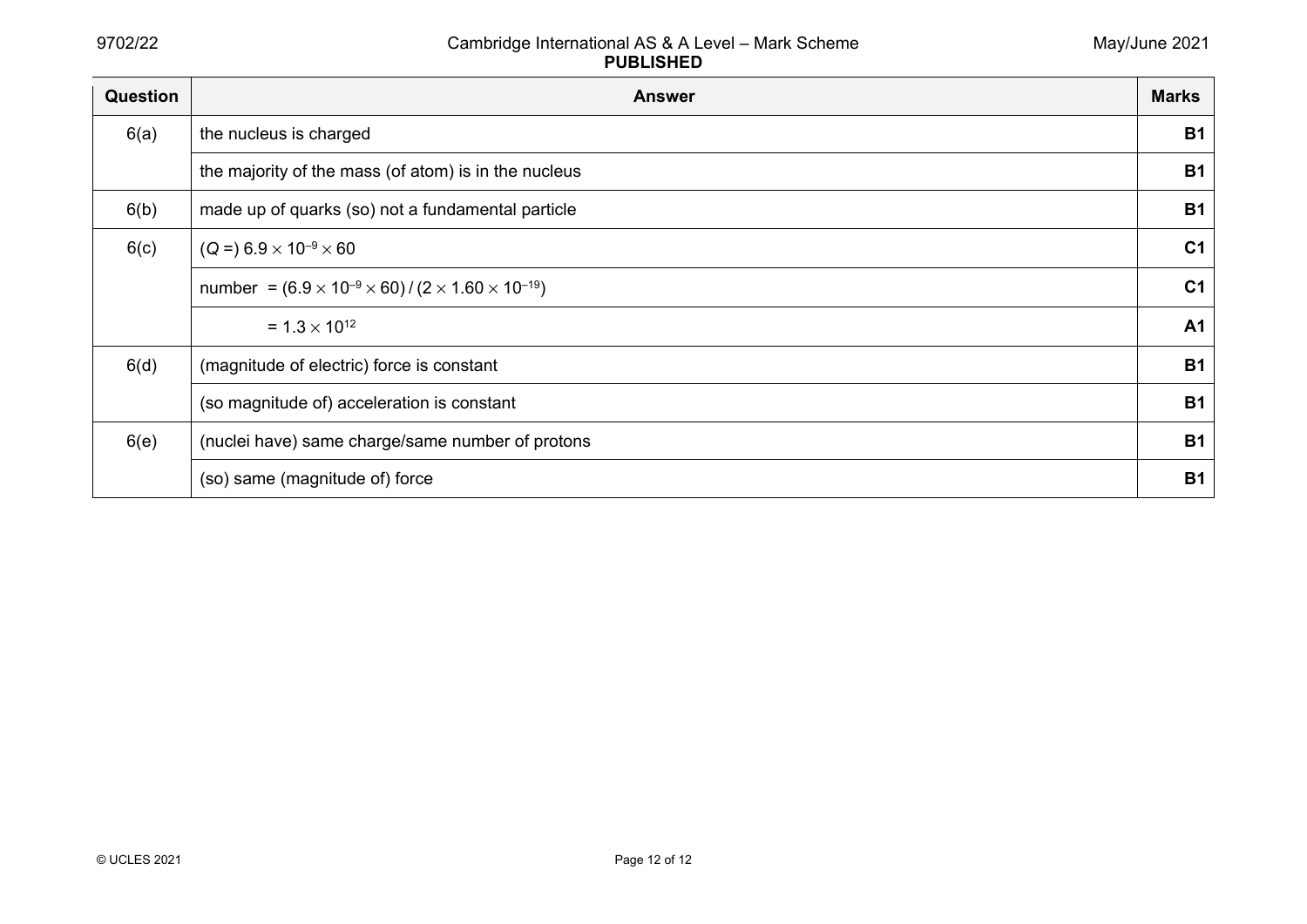| Question | Answer | Marks |
|---|---|---|
| 6(a) | the nucleus is charged | **B1** |
| | the majority of the mass (of atom) is in the nucleus | **B1** |
| 6(b) | made up of quarks (so) not a fundamental particle | **B1** |
| 6(c) | ($Q$ =) $6.9 \times 10^{-9} \times 60$ | **C1** |
| | number $= (6.9 \times 10^{-9} \times 60) / (2 \times 1.60 \times 10^{-19})$ | **C1** |
| | $= 1.3 \times 10^{12}$ | **A1** |
| 6(d) | (magnitude of electric) force is constant | **B1** |
| | (so magnitude of) acceleration is constant | **B1** |
| 6(e) | (nuclei have) same charge/same number of protons | **B1** |
| | (so) same (magnitude of) force | **B1** |